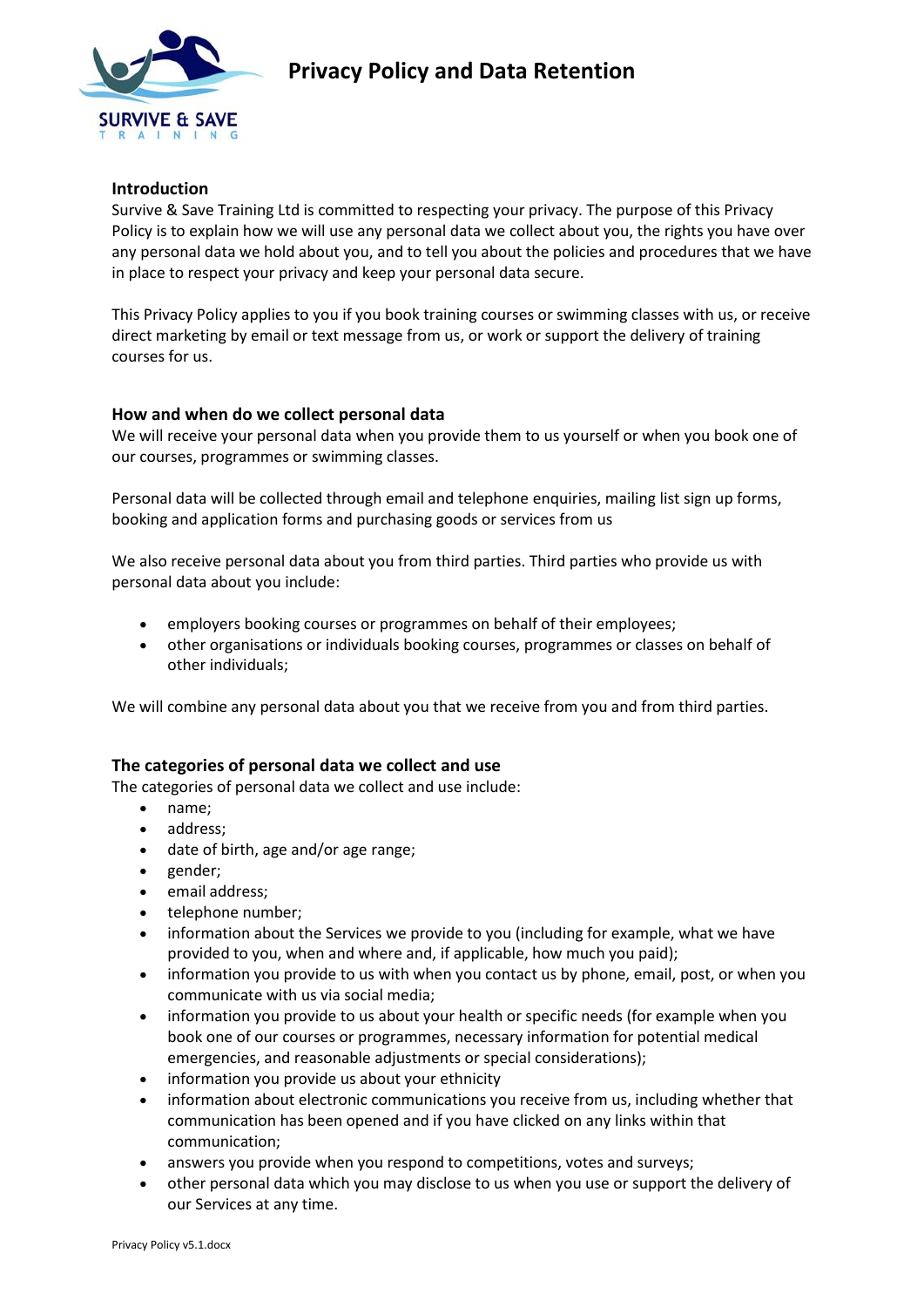# Privacy Policy and Data Retention

## Introduction

Survive & Save Training Ltd is committed to respecting your privacy. The purpose of this Privacy Policy is to explain how we will use any personal data we collect about you, the rights you have over any personal data we hold about you, and to tell you about the policies and procedures that we have in place to respect your privacy and keep your personal data secure.

This Privacy Policy applies to you if you book training courses or swimming classes with us, or receive direct marketing by email or text message from us, or work or support the delivery of training courses for us.

## How and when do we collect personal data

We will receive your personal data when you provide them to us yourself or when you book one of our courses, programmes or swimming classes.

Personal data will be collected through email and telephone enquiries, mailing list sign up forms, booking and application forms and purchasing goods or services from us

We also receive personal data about you from third parties. Third parties who provide us with personal data about you include:

- employers booking courses or programmes on behalf of their employees;
- other organisations or individuals booking courses, programmes or classes on behalf of other individuals;

We will combine any personal data about you that we receive from you and from third parties.

## The categories of personal data we collect and use

The categories of personal data we collect and use include:

- name;
- address;
- date of birth, age and/or age range;
- gender;
- email address;
- telephone number;
- information about the Services we provide to you (including for example, what we have provided to you, when and where and, if applicable, how much you paid);
- information you provide to us with when you contact us by phone, email, post, or when you communicate with us via social media;
- information you provide to us about your health or specific needs (for example when you book one of our courses or programmes, necessary information for potential medical emergencies, and reasonable adjustments or special considerations);
- information you provide us about your ethnicity
- information about electronic communications you receive from us, including whether that communication has been opened and if you have clicked on any links within that communication;
- answers you provide when you respond to competitions, votes and surveys;
- other personal data which you may disclose to us when you use or support the delivery of our Services at any time.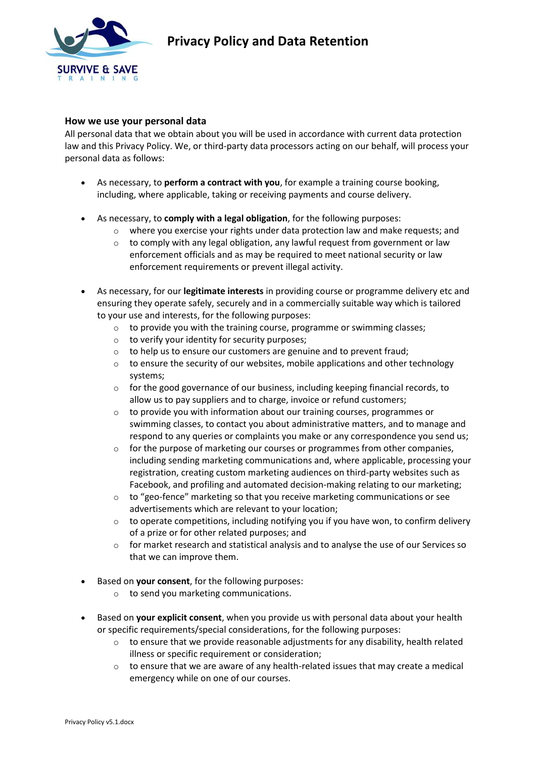## How we use your personal data

All personal data that we obtain about you will be used in accordance with current data protection law and this Privacy Policy. We, or third-party data processors acting on our behalf, will process your personal data as follows:

- As necessary, to **perform a contract with you**, for example a training course booking, including, where applicable, taking or receiving payments and course delivery.

- As necessary, to **comply with a legal obligation**, for the following purposes:
  - where you exercise your rights under data protection law and make requests; and
  - to comply with any legal obligation, any lawful request from government or law enforcement officials and as may be required to meet national security or law enforcement requirements or prevent illegal activity.

- As necessary, for our **legitimate interests** in providing course or programme delivery etc and ensuring they operate safely, securely and in a commercially suitable way which is tailored to your use and interests, for the following purposes:
  - to provide you with the training course, programme or swimming classes;
  - to verify your identity for security purposes;
  - to help us to ensure our customers are genuine and to prevent fraud;
  - to ensure the security of our websites, mobile applications and other technology systems;
  - for the good governance of our business, including keeping financial records, to allow us to pay suppliers and to charge, invoice or refund customers;
  - to provide you with information about our training courses, programmes or swimming classes, to contact you about administrative matters, and to manage and respond to any queries or complaints you make or any correspondence you send us;
  - for the purpose of marketing our courses or programmes from other companies, including sending marketing communications and, where applicable, processing your registration, creating custom marketing audiences on third-party websites such as Facebook, and profiling and automated decision-making relating to our marketing;
  - to "geo-fence" marketing so that you receive marketing communications or see advertisements which are relevant to your location;
  - to operate competitions, including notifying you if you have won, to confirm delivery of a prize or for other related purposes; and
  - for market research and statistical analysis and to analyse the use of our Services so that we can improve them.

- Based on **your consent**, for the following purposes:
  - to send you marketing communications.

- Based on **your explicit consent**, when you provide us with personal data about your health or specific requirements/special considerations, for the following purposes:
  - to ensure that we provide reasonable adjustments for any disability, health related illness or specific requirement or consideration;
  - to ensure that we are aware of any health-related issues that may create a medical emergency while on one of our courses.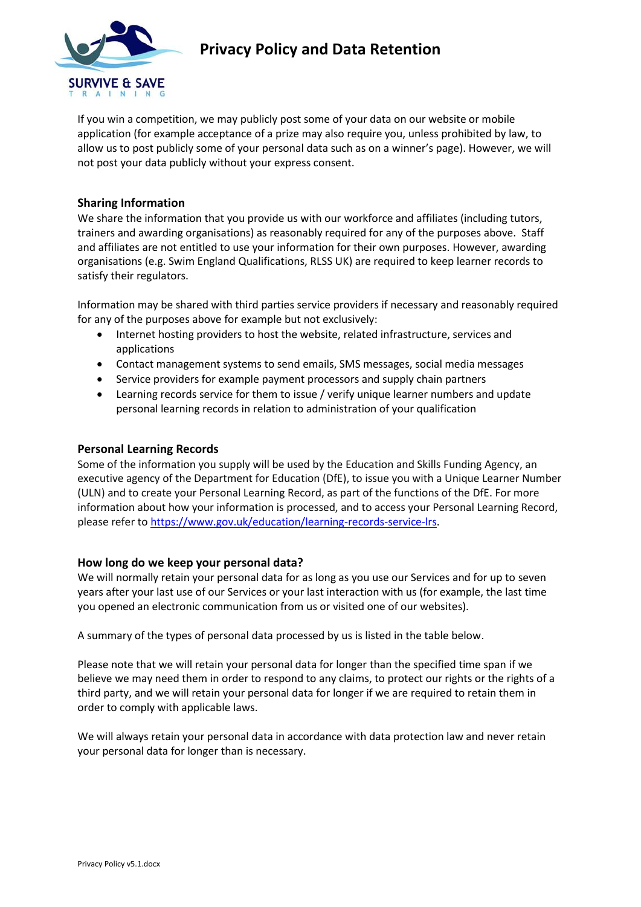If you win a competition, we may publicly post some of your data on our website or mobile application (for example acceptance of a prize may also require you, unless prohibited by law, to allow us to post publicly some of your personal data such as on a winner's page). However, we will not post your data publicly without your express consent.

### Sharing Information

We share the information that you provide us with our workforce and affiliates (including tutors, trainers and awarding organisations) as reasonably required for any of the purposes above. Staff and affiliates are not entitled to use your information for their own purposes. However, awarding organisations (e.g. Swim England Qualifications, RLSS UK) are required to keep learner records to satisfy their regulators.

Information may be shared with third parties service providers if necessary and reasonably required for any of the purposes above for example but not exclusively:

- Internet hosting providers to host the website, related infrastructure, services and applications
- Contact management systems to send emails, SMS messages, social media messages
- Service providers for example payment processors and supply chain partners
- Learning records service for them to issue / verify unique learner numbers and update personal learning records in relation to administration of your qualification

### Personal Learning Records

Some of the information you supply will be used by the Education and Skills Funding Agency, an executive agency of the Department for Education (DfE), to issue you with a Unique Learner Number (ULN) and to create your Personal Learning Record, as part of the functions of the DfE. For more information about how your information is processed, and to access your Personal Learning Record, please refer to https://www.gov.uk/education/learning-records-service-lrs.

### How long do we keep your personal data?

We will normally retain your personal data for as long as you use our Services and for up to seven years after your last use of our Services or your last interaction with us (for example, the last time you opened an electronic communication from us or visited one of our websites).

A summary of the types of personal data processed by us is listed in the table below.

Please note that we will retain your personal data for longer than the specified time span if we believe we may need them in order to respond to any claims, to protect our rights or the rights of a third party, and we will retain your personal data for longer if we are required to retain them in order to comply with applicable laws.

We will always retain your personal data in accordance with data protection law and never retain your personal data for longer than is necessary.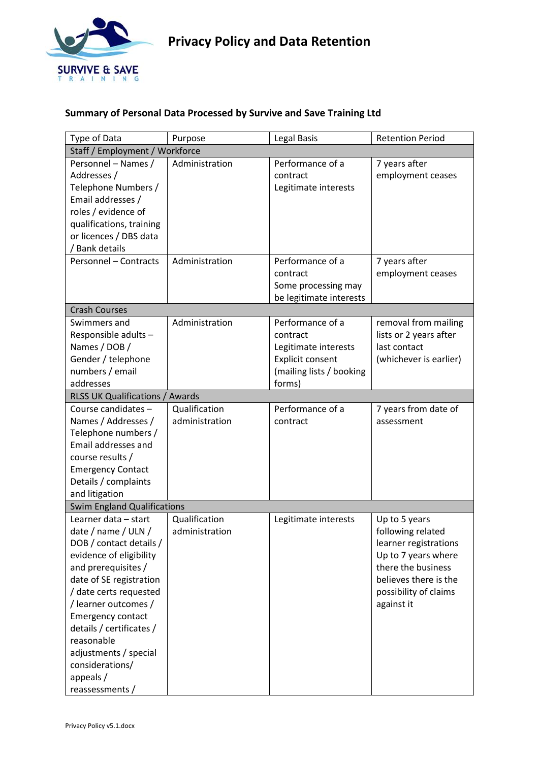## Summary of Personal Data Processed by Survive and Save Training Ltd

| Type of Data | Purpose | Legal Basis | Retention Period |
|---|---|---|---|
| **Staff / Employment / Workforce** | | | |
| Personnel – Names / Addresses / Telephone Numbers / Email addresses / roles / evidence of qualifications, training or licences / DBS data / Bank details | Administration | Performance of a contract<br>Legitimate interests | 7 years after employment ceases |
| Personnel – Contracts | Administration | Performance of a contract<br>Some processing may be legitimate interests | 7 years after employment ceases |
| **Crash Courses** | | | |
| Swimmers and Responsible adults – Names / DOB / Gender / telephone numbers / email addresses | Administration | Performance of a contract<br>Legitimate interests<br>Explicit consent (mailing lists / booking forms) | removal from mailing lists or 2 years after last contact (whichever is earlier) |
| **RLSS UK Qualifications / Awards** | | | |
| Course candidates – Names / Addresses / Telephone numbers / Email addresses and course results / Emergency Contact Details / complaints and litigation | Qualification administration | Performance of a contract | 7 years from date of assessment |
| **Swim England Qualifications** | | | |
| Learner data – start date / name / ULN / DOB / contact details / evidence of eligibility and prerequisites / date of SE registration / date certs requested / learner outcomes / Emergency contact details / certificates / reasonable adjustments / special considerations/ appeals / reassessments / | Qualification administration | Legitimate interests | Up to 5 years following related learner registrations<br>Up to 7 years where there the business believes there is the possibility of claims against it |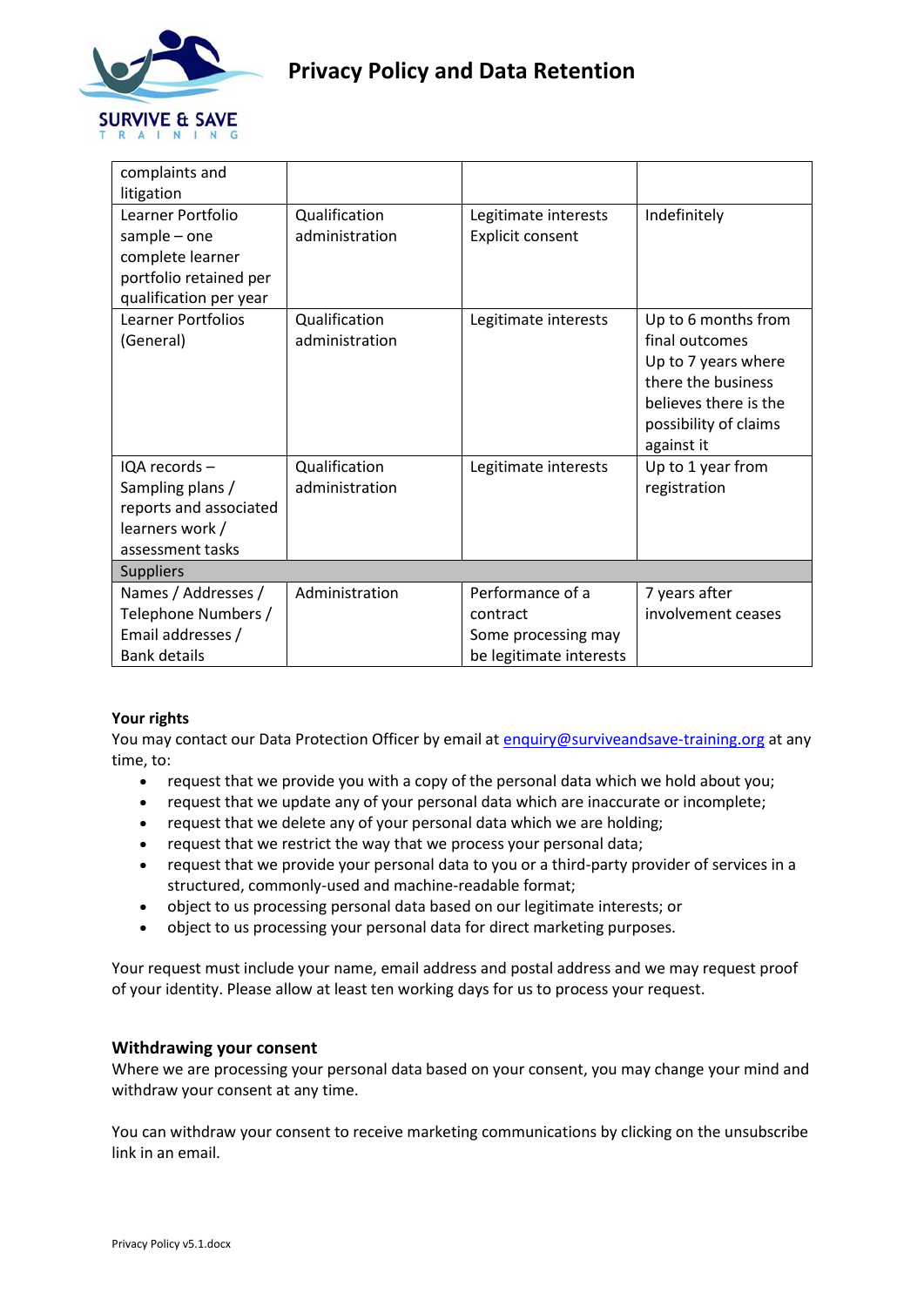| complaints and litigation | | | |
|---|---|---|---|
| Learner Portfolio sample – one complete learner portfolio retained per qualification per year | Qualification administration | Legitimate interests<br>Explicit consent | Indefinitely |
| Learner Portfolios (General) | Qualification administration | Legitimate interests | Up to 6 months from final outcomes<br>Up to 7 years where there the business believes there is the possibility of claims against it |
| IQA records – Sampling plans / reports and associated learners work / assessment tasks | Qualification administration | Legitimate interests | Up to 1 year from registration |
| Suppliers | | | |
| Names / Addresses / Telephone Numbers / Email addresses / Bank details | Administration | Performance of a contract<br>Some processing may be legitimate interests | 7 years after involvement ceases |

**Your rights**

You may contact our Data Protection Officer by email at enquiry@surviveandsave-training.org at any time, to:

- request that we provide you with a copy of the personal data which we hold about you;
- request that we update any of your personal data which are inaccurate or incomplete;
- request that we delete any of your personal data which we are holding;
- request that we restrict the way that we process your personal data;
- request that we provide your personal data to you or a third-party provider of services in a structured, commonly-used and machine-readable format;
- object to us processing personal data based on our legitimate interests; or
- object to us processing your personal data for direct marketing purposes.

Your request must include your name, email address and postal address and we may request proof of your identity. Please allow at least ten working days for us to process your request.

## Withdrawing your consent

Where we are processing your personal data based on your consent, you may change your mind and withdraw your consent at any time.

You can withdraw your consent to receive marketing communications by clicking on the unsubscribe link in an email.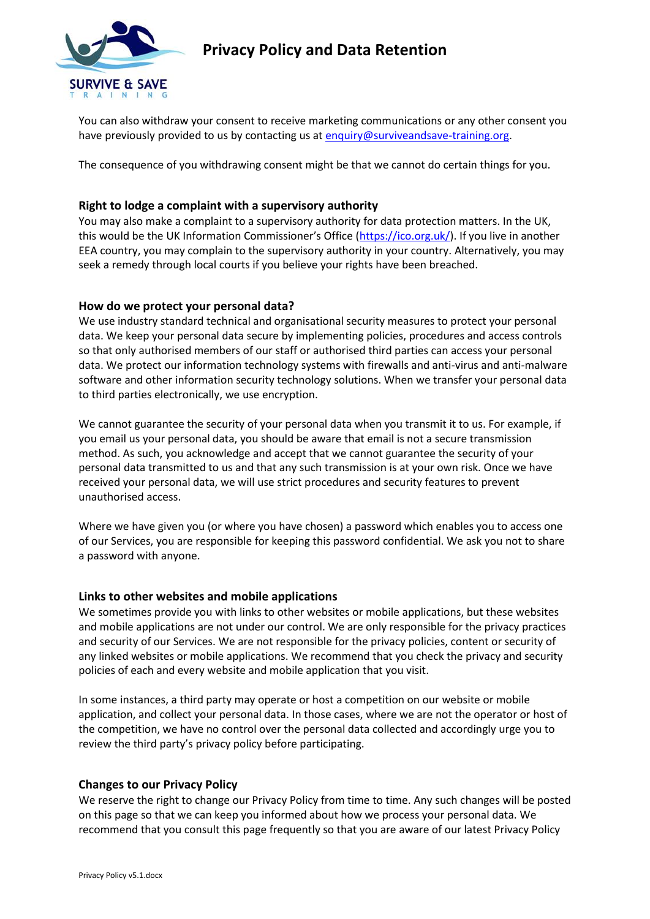You can also withdraw your consent to receive marketing communications or any other consent you have previously provided to us by contacting us at [enquiry@surviveandsave-training.org](mailto:enquiry@surviveandsave-training.org).

The consequence of you withdrawing consent might be that we cannot do certain things for you.

### Right to lodge a complaint with a supervisory authority

You may also make a complaint to a supervisory authority for data protection matters. In the UK, this would be the UK Information Commissioner's Office ([https://ico.org.uk/](https://ico.org.uk/)). If you live in another EEA country, you may complain to the supervisory authority in your country. Alternatively, you may seek a remedy through local courts if you believe your rights have been breached.

### How do we protect your personal data?

We use industry standard technical and organisational security measures to protect your personal data. We keep your personal data secure by implementing policies, procedures and access controls so that only authorised members of our staff or authorised third parties can access your personal data. We protect our information technology systems with firewalls and anti-virus and anti-malware software and other information security technology solutions. When we transfer your personal data to third parties electronically, we use encryption.

We cannot guarantee the security of your personal data when you transmit it to us. For example, if you email us your personal data, you should be aware that email is not a secure transmission method. As such, you acknowledge and accept that we cannot guarantee the security of your personal data transmitted to us and that any such transmission is at your own risk. Once we have received your personal data, we will use strict procedures and security features to prevent unauthorised access.

Where we have given you (or where you have chosen) a password which enables you to access one of our Services, you are responsible for keeping this password confidential. We ask you not to share a password with anyone.

### Links to other websites and mobile applications

We sometimes provide you with links to other websites or mobile applications, but these websites and mobile applications are not under our control. We are only responsible for the privacy practices and security of our Services. We are not responsible for the privacy policies, content or security of any linked websites or mobile applications. We recommend that you check the privacy and security policies of each and every website and mobile application that you visit.

In some instances, a third party may operate or host a competition on our website or mobile application, and collect your personal data. In those cases, where we are not the operator or host of the competition, we have no control over the personal data collected and accordingly urge you to review the third party's privacy policy before participating.

### Changes to our Privacy Policy

We reserve the right to change our Privacy Policy from time to time. Any such changes will be posted on this page so that we can keep you informed about how we process your personal data. We recommend that you consult this page frequently so that you are aware of our latest Privacy Policy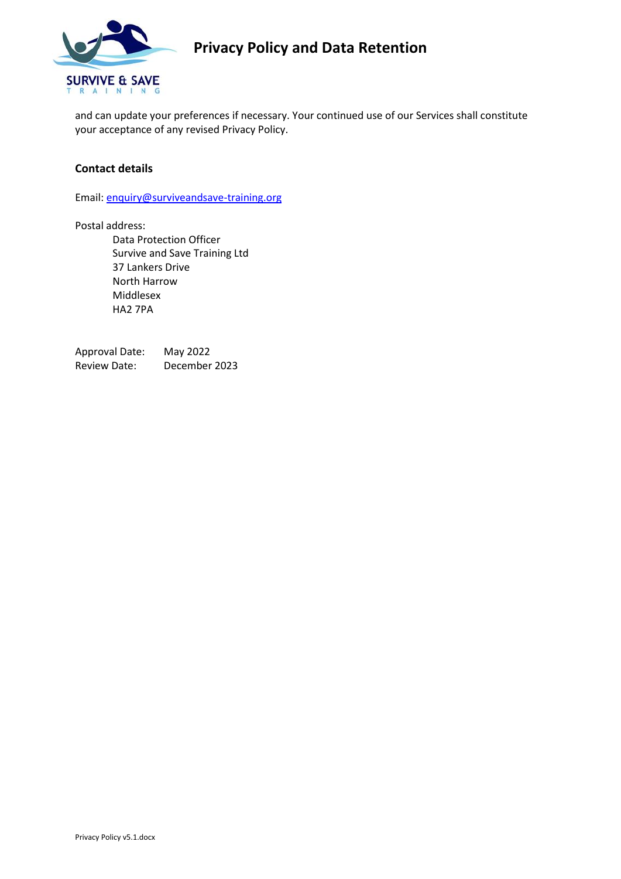and can update your preferences if necessary. Your continued use of our Services shall constitute your acceptance of any revised Privacy Policy.

### Contact details

Email: enquiry@surviveandsave-training.org

Postal address:

Data Protection Officer
Survive and Save Training Ltd
37 Lankers Drive
North Harrow
Middlesex
HA2 7PA

Approval Date: May 2022
Review Date: December 2023